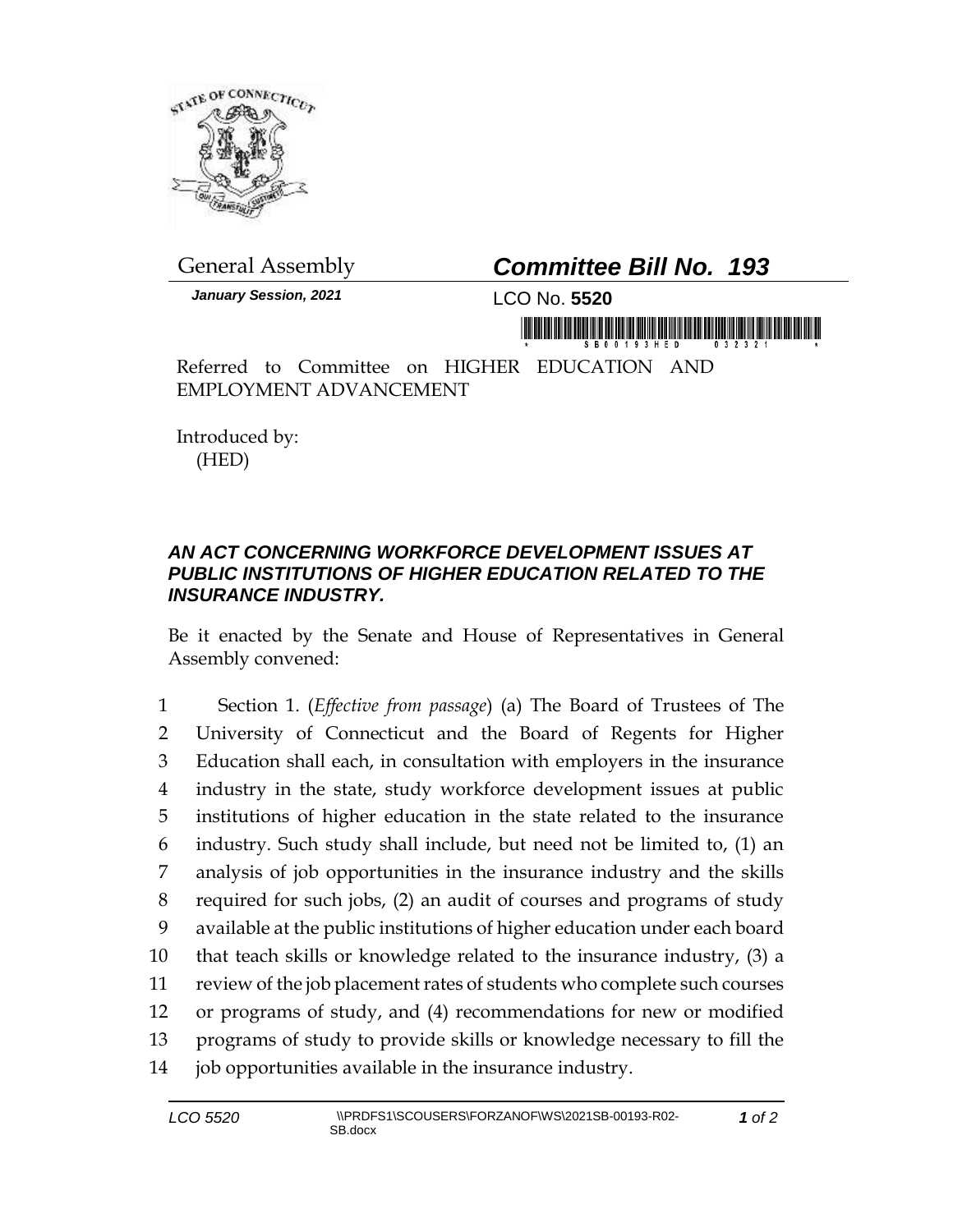General Assembly

# *Committee Bill No. 193*

***January Session, 2021***

LCO No. **5520**

Referred to Committee on HIGHER EDUCATION AND EMPLOYMENT ADVANCEMENT

Introduced by:
(HED)

## *AN ACT CONCERNING WORKFORCE DEVELOPMENT ISSUES AT PUBLIC INSTITUTIONS OF HIGHER EDUCATION RELATED TO THE INSURANCE INDUSTRY.*

Be it enacted by the Senate and House of Representatives in General Assembly convened:

1 Section 1. (*Effective from passage*) (a) The Board of Trustees of The
2 University of Connecticut and the Board of Regents for Higher
3 Education shall each, in consultation with employers in the insurance
4 industry in the state, study workforce development issues at public
5 institutions of higher education in the state related to the insurance
6 industry. Such study shall include, but need not be limited to, (1) an
7 analysis of job opportunities in the insurance industry and the skills
8 required for such jobs, (2) an audit of courses and programs of study
9 available at the public institutions of higher education under each board
10 that teach skills or knowledge related to the insurance industry, (3) a
11 review of the job placement rates of students who complete such courses
12 or programs of study, and (4) recommendations for new or modified
13 programs of study to provide skills or knowledge necessary to fill the
14 job opportunities available in the insurance industry.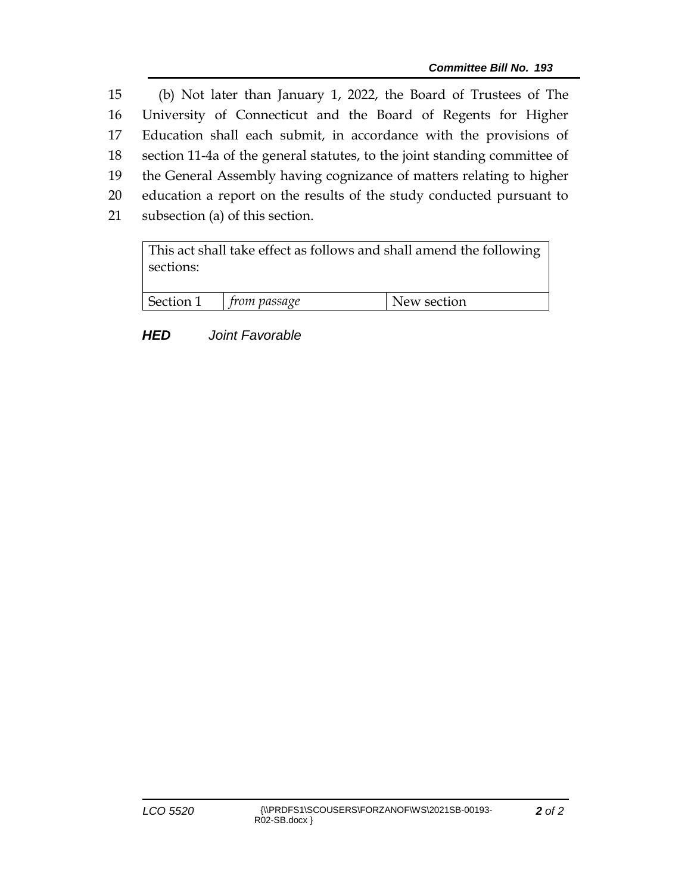(b) Not later than January 1, 2022, the Board of Trustees of The University of Connecticut and the Board of Regents for Higher Education shall each submit, in accordance with the provisions of section 11-4a of the general statutes, to the joint standing committee of the General Assembly having cognizance of matters relating to higher education a report on the results of the study conducted pursuant to subsection (a) of this section.

| This act shall take effect as follows and shall amend the following sections: | | |
|---|---|---|
| Section 1 | *from passage* | New section |

***HED*** *Joint Favorable*